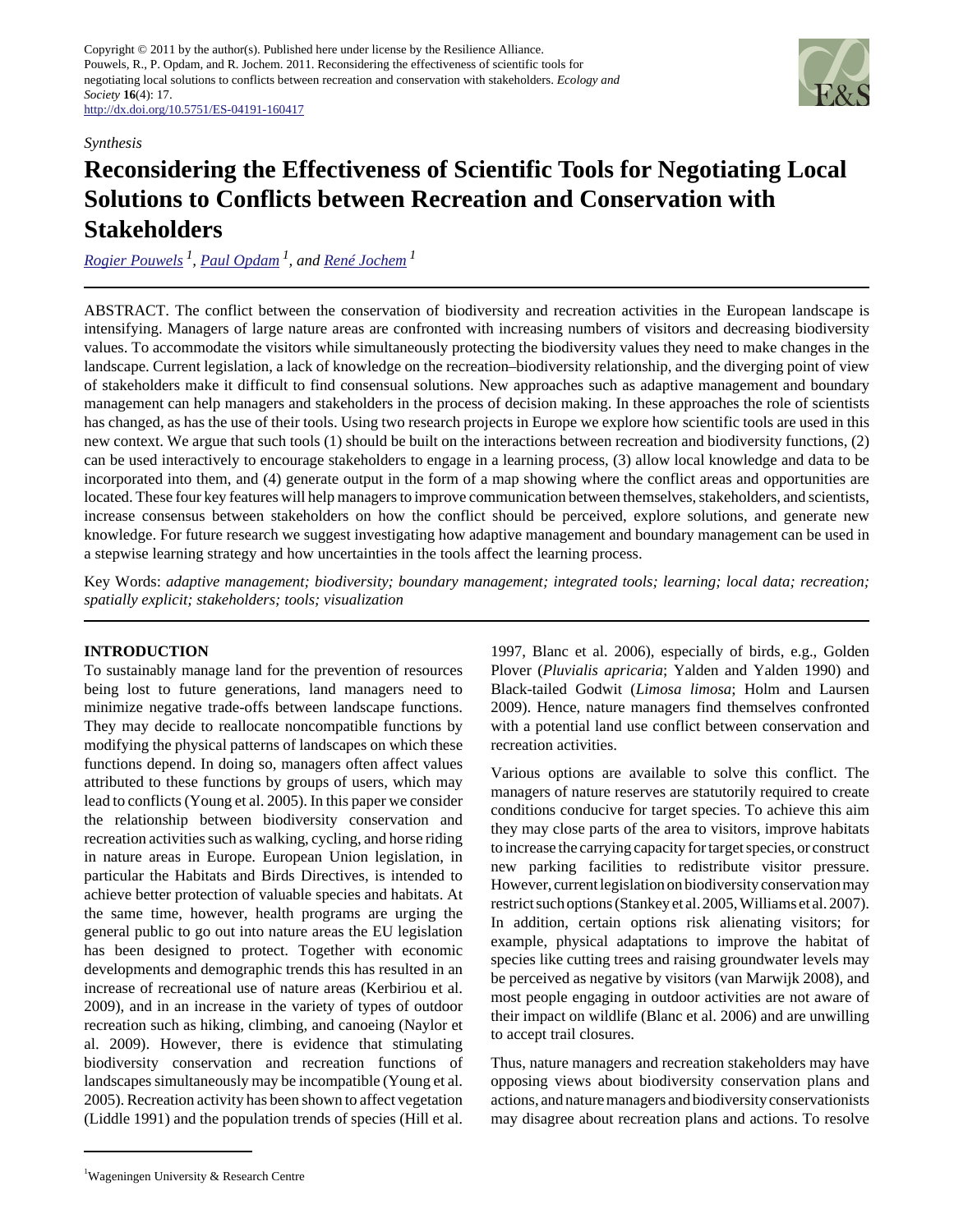Copyright © 2011 by the author(s). Published here under license by the Resilience Alliance.
Pouwels, R., P. Opdam, and R. Jochem. 2011. Reconsidering the effectiveness of scientific tools for negotiating local solutions to conflicts between recreation and conservation with stakeholders. *Ecology and Society* **16**(4): 17.
http://dx.doi.org/10.5751/ES-04191-160417

*Synthesis*

# Reconsidering the Effectiveness of Scientific Tools for Negotiating Local Solutions to Conflicts between Recreation and Conservation with Stakeholders

*Rogier Pouwels [1], Paul Opdam [1], and René Jochem [1]*

ABSTRACT. The conflict between the conservation of biodiversity and recreation activities in the European landscape is intensifying. Managers of large nature areas are confronted with increasing numbers of visitors and decreasing biodiversity values. To accommodate the visitors while simultaneously protecting the biodiversity values they need to make changes in the landscape. Current legislation, a lack of knowledge on the recreation–biodiversity relationship, and the diverging point of view of stakeholders make it difficult to find consensual solutions. New approaches such as adaptive management and boundary management can help managers and stakeholders in the process of decision making. In these approaches the role of scientists has changed, as has the use of their tools. Using two research projects in Europe we explore how scientific tools are used in this new context. We argue that such tools (1) should be built on the interactions between recreation and biodiversity functions, (2) can be used interactively to encourage stakeholders to engage in a learning process, (3) allow local knowledge and data to be incorporated into them, and (4) generate output in the form of a map showing where the conflict areas and opportunities are located. These four key features will help managers to improve communication between themselves, stakeholders, and scientists, increase consensus between stakeholders on how the conflict should be perceived, explore solutions, and generate new knowledge. For future research we suggest investigating how adaptive management and boundary management can be used in a stepwise learning strategy and how uncertainties in the tools affect the learning process.

Key Words: *adaptive management; biodiversity; boundary management; integrated tools; learning; local data; recreation; spatially explicit; stakeholders; tools; visualization*

## INTRODUCTION

To sustainably manage land for the prevention of resources being lost to future generations, land managers need to minimize negative trade-offs between landscape functions. They may decide to reallocate noncompatible functions by modifying the physical patterns of landscapes on which these functions depend. In doing so, managers often affect values attributed to these functions by groups of users, which may lead to conflicts (Young et al. 2005). In this paper we consider the relationship between biodiversity conservation and recreation activities such as walking, cycling, and horse riding in nature areas in Europe. European Union legislation, in particular the Habitats and Birds Directives, is intended to achieve better protection of valuable species and habitats. At the same time, however, health programs are urging the general public to go out into nature areas the EU legislation has been designed to protect. Together with economic developments and demographic trends this has resulted in an increase of recreational use of nature areas (Kerbiriou et al. 2009), and in an increase in the variety of types of outdoor recreation such as hiking, climbing, and canoeing (Naylor et al. 2009). However, there is evidence that stimulating biodiversity conservation and recreation functions of landscapes simultaneously may be incompatible (Young et al. 2005). Recreation activity has been shown to affect vegetation (Liddle 1991) and the population trends of species (Hill et al. 1997, Blanc et al. 2006), especially of birds, e.g., Golden Plover (*Pluvialis apricaria*; Yalden and Yalden 1990) and Black-tailed Godwit (*Limosa limosa*; Holm and Laursen 2009). Hence, nature managers find themselves confronted with a potential land use conflict between conservation and recreation activities.

Various options are available to solve this conflict. The managers of nature reserves are statutorily required to create conditions conducive for target species. To achieve this aim they may close parts of the area to visitors, improve habitats to increase the carrying capacity for target species, or construct new parking facilities to redistribute visitor pressure. However, current legislation on biodiversity conservation may restrict such options (Stankey et al. 2005, Williams et al. 2007). In addition, certain options risk alienating visitors; for example, physical adaptations to improve the habitat of species like cutting trees and raising groundwater levels may be perceived as negative by visitors (van Marwijk 2008), and most people engaging in outdoor activities are not aware of their impact on wildlife (Blanc et al. 2006) and are unwilling to accept trail closures.

Thus, nature managers and recreation stakeholders may have opposing views about biodiversity conservation plans and actions, and nature managers and biodiversity conservationists may disagree about recreation plans and actions. To resolve

[1]Wageningen University & Research Centre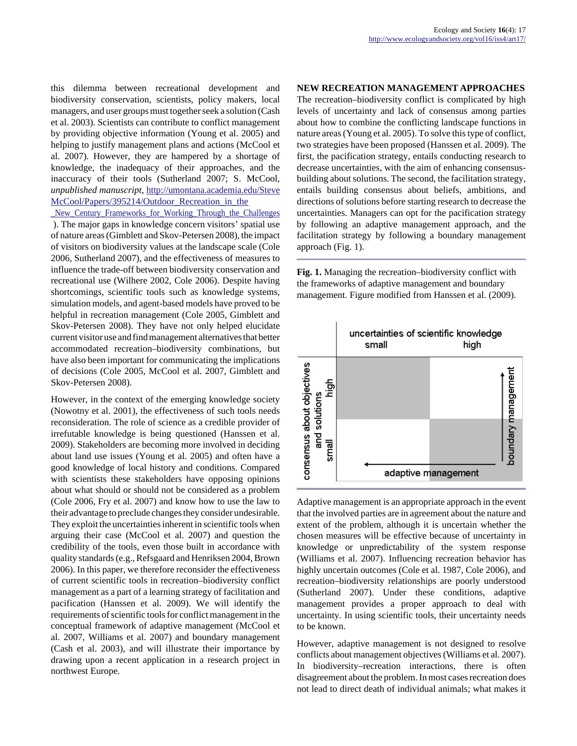this dilemma between recreational development and biodiversity conservation, scientists, policy makers, local managers, and user groups must together seek a solution (Cash et al. 2003). Scientists can contribute to conflict management by providing objective information (Young et al. 2005) and helping to justify management plans and actions (McCool et al. 2007). However, they are hampered by a shortage of knowledge, the inadequacy of their approaches, and the inaccuracy of their tools (Sutherland 2007; S. McCool, *unpublished manuscript,* http://umontana.academia.edu/SteveMcCool/Papers/395214/Outdoor_Recreation_in_the_New_Century_Frameworks_for_Working_Through_the_Challenges ). The major gaps in knowledge concern visitors' spatial use of nature areas (Gimblett and Skov-Petersen 2008), the impact of visitors on biodiversity values at the landscape scale (Cole 2006, Sutherland 2007), and the effectiveness of measures to influence the trade-off between biodiversity conservation and recreational use (Wilhere 2002, Cole 2006). Despite having shortcomings, scientific tools such as knowledge systems, simulation models, and agent-based models have proved to be helpful in recreation management (Cole 2005, Gimblett and Skov-Petersen 2008). They have not only helped elucidate current visitor use and find management alternatives that better accommodated recreation–biodiversity combinations, but have also been important for communicating the implications of decisions (Cole 2005, McCool et al. 2007, Gimblett and Skov-Petersen 2008).

However, in the context of the emerging knowledge society (Nowotny et al. 2001), the effectiveness of such tools needs reconsideration. The role of science as a credible provider of irrefutable knowledge is being questioned (Hanssen et al. 2009). Stakeholders are becoming more involved in deciding about land use issues (Young et al. 2005) and often have a good knowledge of local history and conditions. Compared with scientists these stakeholders have opposing opinions about what should or should not be considered as a problem (Cole 2006, Fry et al. 2007) and know how to use the law to their advantage to preclude changes they consider undesirable. They exploit the uncertainties inherent in scientific tools when arguing their case (McCool et al. 2007) and question the credibility of the tools, even those built in accordance with quality standards (e.g., Refsgaard and Henriksen 2004, Brown 2006). In this paper, we therefore reconsider the effectiveness of current scientific tools in recreation–biodiversity conflict management as a part of a learning strategy of facilitation and pacification (Hanssen et al. 2009). We will identify the requirements of scientific tools for conflict management in the conceptual framework of adaptive management (McCool et al. 2007, Williams et al. 2007) and boundary management (Cash et al. 2003), and will illustrate their importance by drawing upon a recent application in a research project in northwest Europe.

## NEW RECREATION MANAGEMENT APPROACHES

The recreation–biodiversity conflict is complicated by high levels of uncertainty and lack of consensus among parties about how to combine the conflicting landscape functions in nature areas (Young et al. 2005). To solve this type of conflict, two strategies have been proposed (Hanssen et al. 2009). The first, the pacification strategy, entails conducting research to decrease uncertainties, with the aim of enhancing consensus-building about solutions. The second, the facilitation strategy, entails building consensus about beliefs, ambitions, and directions of solutions before starting research to decrease the uncertainties. Managers can opt for the pacification strategy by following an adaptive management approach, and the facilitation strategy by following a boundary management approach (Fig. 1).

**Fig. 1.** Managing the recreation–biodiversity conflict with the frameworks of adaptive management and boundary management. Figure modified from Hanssen et al. (2009).

Adaptive management is an appropriate approach in the event that the involved parties are in agreement about the nature and extent of the problem, although it is uncertain whether the chosen measures will be effective because of uncertainty in knowledge or unpredictability of the system response (Williams et al. 2007). Influencing recreation behavior has highly uncertain outcomes (Cole et al. 1987, Cole 2006), and recreation–biodiversity relationships are poorly understood (Sutherland 2007). Under these conditions, adaptive management provides a proper approach to deal with uncertainty. In using scientific tools, their uncertainty needs to be known.

However, adaptive management is not designed to resolve conflicts about management objectives (Williams et al. 2007). In biodiversity–recreation interactions, there is often disagreement about the problem. In most cases recreation does not lead to direct death of individual animals; what makes it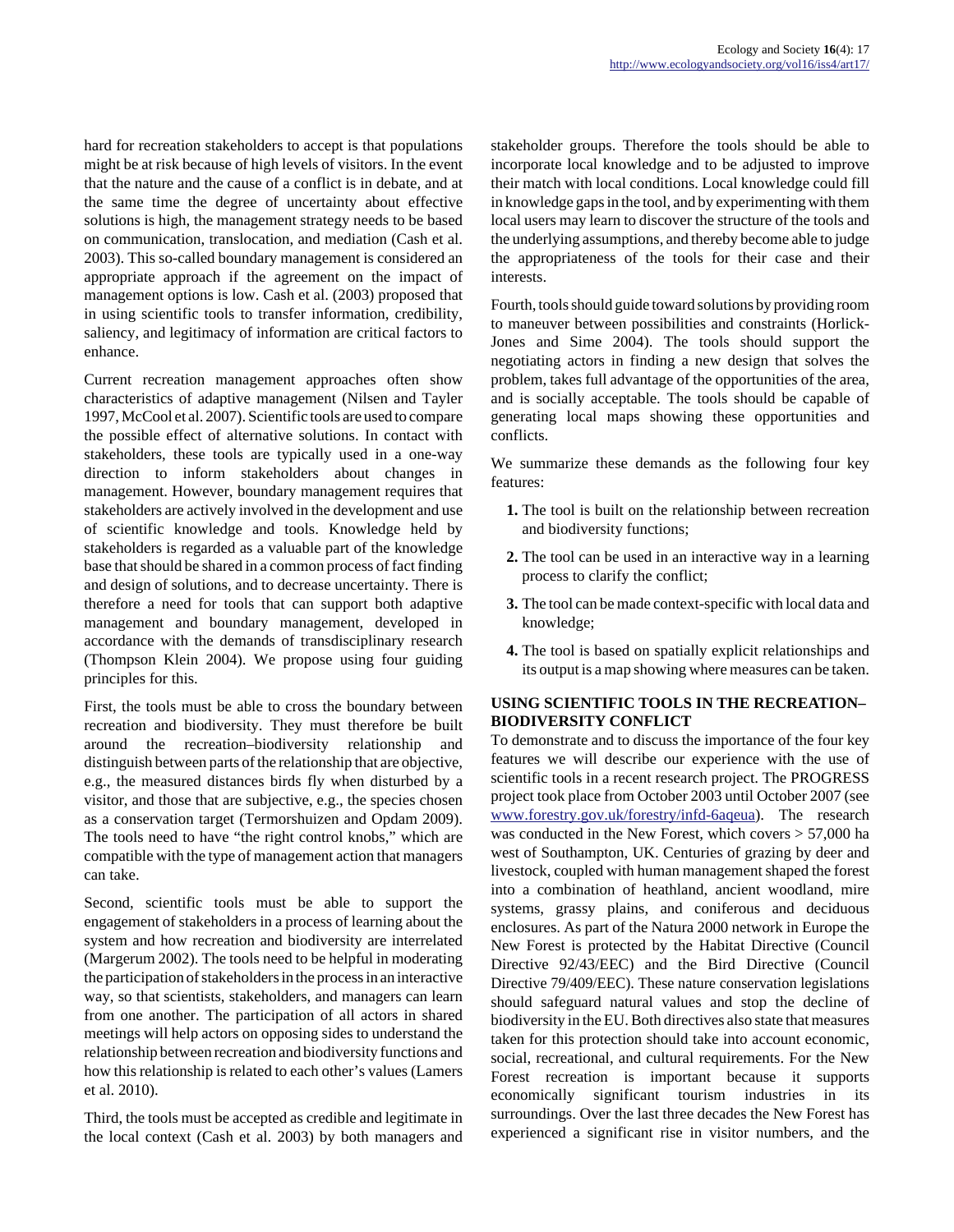hard for recreation stakeholders to accept is that populations might be at risk because of high levels of visitors. In the event that the nature and the cause of a conflict is in debate, and at the same time the degree of uncertainty about effective solutions is high, the management strategy needs to be based on communication, translocation, and mediation (Cash et al. 2003). This so-called boundary management is considered an appropriate approach if the agreement on the impact of management options is low. Cash et al. (2003) proposed that in using scientific tools to transfer information, credibility, saliency, and legitimacy of information are critical factors to enhance.

Current recreation management approaches often show characteristics of adaptive management (Nilsen and Tayler 1997, McCool et al. 2007). Scientific tools are used to compare the possible effect of alternative solutions. In contact with stakeholders, these tools are typically used in a one-way direction to inform stakeholders about changes in management. However, boundary management requires that stakeholders are actively involved in the development and use of scientific knowledge and tools. Knowledge held by stakeholders is regarded as a valuable part of the knowledge base that should be shared in a common process of fact finding and design of solutions, and to decrease uncertainty. There is therefore a need for tools that can support both adaptive management and boundary management, developed in accordance with the demands of transdisciplinary research (Thompson Klein 2004). We propose using four guiding principles for this.

First, the tools must be able to cross the boundary between recreation and biodiversity. They must therefore be built around the recreation–biodiversity relationship and distinguish between parts of the relationship that are objective, e.g., the measured distances birds fly when disturbed by a visitor, and those that are subjective, e.g., the species chosen as a conservation target (Termorshuizen and Opdam 2009). The tools need to have "the right control knobs," which are compatible with the type of management action that managers can take.

Second, scientific tools must be able to support the engagement of stakeholders in a process of learning about the system and how recreation and biodiversity are interrelated (Margerum 2002). The tools need to be helpful in moderating the participation of stakeholders in the process in an interactive way, so that scientists, stakeholders, and managers can learn from one another. The participation of all actors in shared meetings will help actors on opposing sides to understand the relationship between recreation and biodiversity functions and how this relationship is related to each other's values (Lamers et al. 2010).

Third, the tools must be accepted as credible and legitimate in the local context (Cash et al. 2003) by both managers and stakeholder groups. Therefore the tools should be able to incorporate local knowledge and to be adjusted to improve their match with local conditions. Local knowledge could fill in knowledge gaps in the tool, and by experimenting with them local users may learn to discover the structure of the tools and the underlying assumptions, and thereby become able to judge the appropriateness of the tools for their case and their interests.

Fourth, tools should guide toward solutions by providing room to maneuver between possibilities and constraints (Horlick-Jones and Sime 2004). The tools should support the negotiating actors in finding a new design that solves the problem, takes full advantage of the opportunities of the area, and is socially acceptable. The tools should be capable of generating local maps showing these opportunities and conflicts.

We summarize these demands as the following four key features:

1. The tool is built on the relationship between recreation and biodiversity functions;
2. The tool can be used in an interactive way in a learning process to clarify the conflict;
3. The tool can be made context-specific with local data and knowledge;
4. The tool is based on spatially explicit relationships and its output is a map showing where measures can be taken.

## USING SCIENTIFIC TOOLS IN THE RECREATION–BIODIVERSITY CONFLICT

To demonstrate and to discuss the importance of the four key features we will describe our experience with the use of scientific tools in a recent research project. The PROGRESS project took place from October 2003 until October 2007 (see www.forestry.gov.uk/forestry/infd-6aqeua). The research was conducted in the New Forest, which covers > 57,000 ha west of Southampton, UK. Centuries of grazing by deer and livestock, coupled with human management shaped the forest into a combination of heathland, ancient woodland, mire systems, grassy plains, and coniferous and deciduous enclosures. As part of the Natura 2000 network in Europe the New Forest is protected by the Habitat Directive (Council Directive 92/43/EEC) and the Bird Directive (Council Directive 79/409/EEC). These nature conservation legislations should safeguard natural values and stop the decline of biodiversity in the EU. Both directives also state that measures taken for this protection should take into account economic, social, recreational, and cultural requirements. For the New Forest recreation is important because it supports economically significant tourism industries in its surroundings. Over the last three decades the New Forest has experienced a significant rise in visitor numbers, and the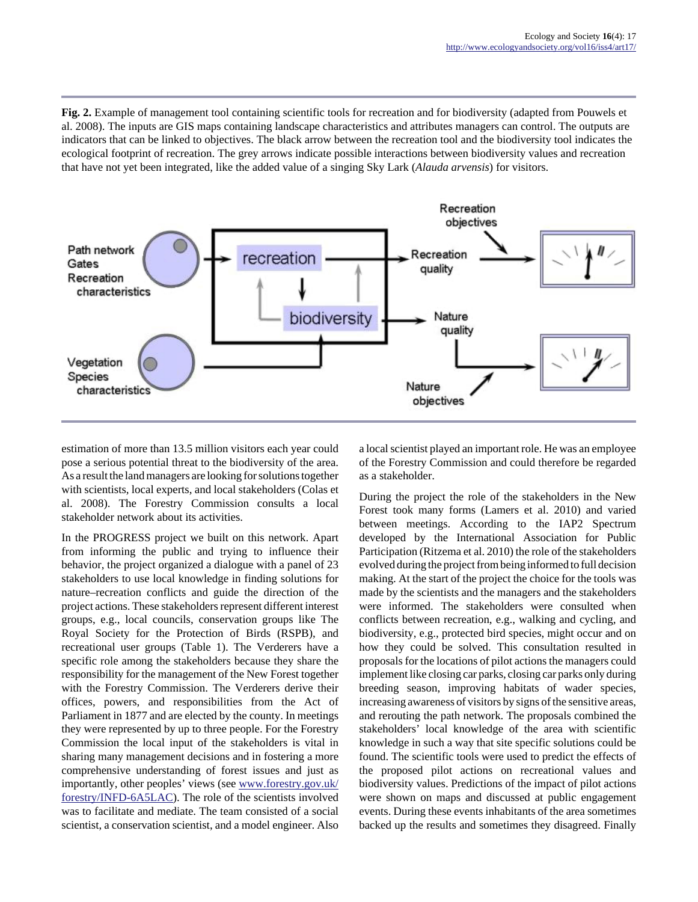**Fig. 2.** Example of management tool containing scientific tools for recreation and for biodiversity (adapted from Pouwels et al. 2008). The inputs are GIS maps containing landscape characteristics and attributes managers can control. The outputs are indicators that can be linked to objectives. The black arrow between the recreation tool and the biodiversity tool indicates the ecological footprint of recreation. The grey arrows indicate possible interactions between biodiversity values and recreation that have not yet been integrated, like the added value of a singing Sky Lark (*Alauda arvensis*) for visitors.

estimation of more than 13.5 million visitors each year could pose a serious potential threat to the biodiversity of the area. As a result the land managers are looking for solutions together with scientists, local experts, and local stakeholders (Colas et al. 2008). The Forestry Commission consults a local stakeholder network about its activities.

In the PROGRESS project we built on this network. Apart from informing the public and trying to influence their behavior, the project organized a dialogue with a panel of 23 stakeholders to use local knowledge in finding solutions for nature–recreation conflicts and guide the direction of the project actions. These stakeholders represent different interest groups, e.g., local councils, conservation groups like The Royal Society for the Protection of Birds (RSPB), and recreational user groups (Table 1). The Verderers have a specific role among the stakeholders because they share the responsibility for the management of the New Forest together with the Forestry Commission. The Verderers derive their offices, powers, and responsibilities from the Act of Parliament in 1877 and are elected by the county. In meetings they were represented by up to three people. For the Forestry Commission the local input of the stakeholders is vital in sharing many management decisions and in fostering a more comprehensive understanding of forest issues and just as importantly, other peoples' views (see www.forestry.gov.uk/forestry/INFD-6A5LAC). The role of the scientists involved was to facilitate and mediate. The team consisted of a social scientist, a conservation scientist, and a model engineer. Also a local scientist played an important role. He was an employee of the Forestry Commission and could therefore be regarded as a stakeholder.

During the project the role of the stakeholders in the New Forest took many forms (Lamers et al. 2010) and varied between meetings. According to the IAP2 Spectrum developed by the International Association for Public Participation (Ritzema et al. 2010) the role of the stakeholders evolved during the project from being informed to full decision making. At the start of the project the choice for the tools was made by the scientists and the managers and the stakeholders were informed. The stakeholders were consulted when conflicts between recreation, e.g., walking and cycling, and biodiversity, e.g., protected bird species, might occur and on how they could be solved. This consultation resulted in proposals for the locations of pilot actions the managers could implement like closing car parks, closing car parks only during breeding season, improving habitats of wader species, increasing awareness of visitors by signs of the sensitive areas, and rerouting the path network. The proposals combined the stakeholders' local knowledge of the area with scientific knowledge in such a way that site specific solutions could be found. The scientific tools were used to predict the effects of the proposed pilot actions on recreational values and biodiversity values. Predictions of the impact of pilot actions were shown on maps and discussed at public engagement events. During these events inhabitants of the area sometimes backed up the results and sometimes they disagreed. Finally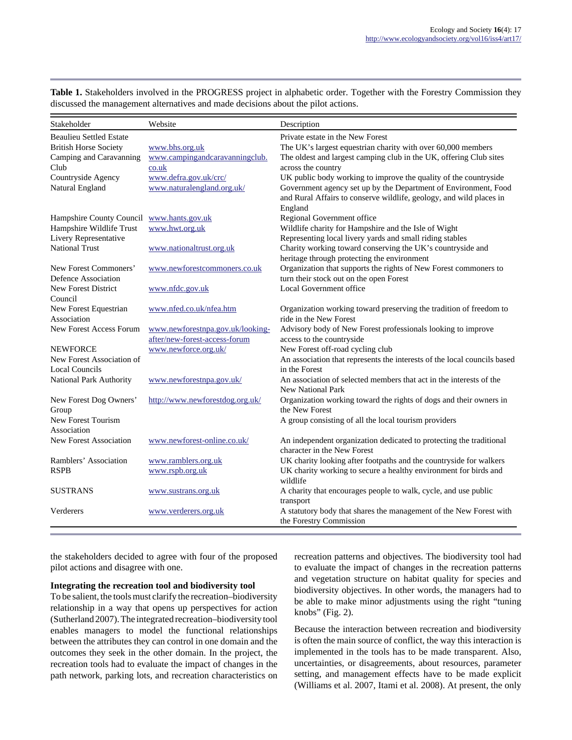**Table 1.** Stakeholders involved in the PROGRESS project in alphabetic order. Together with the Forestry Commission they discussed the management alternatives and made decisions about the pilot actions.

| Stakeholder | Website | Description |
|---|---|---|
| Beaulieu Settled Estate | | Private estate in the New Forest |
| British Horse Society | www.bhs.org.uk | The UK's largest equestrian charity with over 60,000 members |
| Camping and Caravanning Club | www.campingandcaravanningclub.co.uk | The oldest and largest camping club in the UK, offering Club sites across the country |
| Countryside Agency | www.defra.gov.uk/crc/ | UK public body working to improve the quality of the countryside |
| Natural England | www.naturalengland.org.uk/ | Government agency set up by the Department of Environment, Food and Rural Affairs to conserve wildlife, geology, and wild places in England |
| Hampshire County Council | www.hants.gov.uk | Regional Government office |
| Hampshire Wildlife Trust | www.hwt.org.uk | Wildlife charity for Hampshire and the Isle of Wight |
| Livery Representative | | Representing local livery yards and small riding stables |
| National Trust | www.nationaltrust.org.uk | Charity working toward conserving the UK's countryside and heritage through protecting the environment |
| New Forest Commoners' Defence Association | www.newforestcommoners.co.uk | Organization that supports the rights of New Forest commoners to turn their stock out on the open Forest |
| New Forest District Council | www.nfdc.gov.uk | Local Government office |
| New Forest Equestrian Association | www.nfed.co.uk/nfea.htm | Organization working toward preserving the tradition of freedom to ride in the New Forest |
| New Forest Access Forum | www.newforestnpa.gov.uk/looking-after/new-forest-access-forum | Advisory body of New Forest professionals looking to improve access to the countryside |
| NEWFORCE | www.newforce.org.uk/ | New Forest off-road cycling club |
| New Forest Association of Local Councils | | An association that represents the interests of the local councils based in the Forest |
| National Park Authority | www.newforestnpa.gov.uk/ | An association of selected members that act in the interests of the New National Park |
| New Forest Dog Owners' Group | http://www.newforestdog.org.uk/ | Organization working toward the rights of dogs and their owners in the New Forest |
| New Forest Tourism Association | | A group consisting of all the local tourism providers |
| New Forest Association | www.newforest-online.co.uk/ | An independent organization dedicated to protecting the traditional character in the New Forest |
| Ramblers' Association | www.ramblers.org.uk | UK charity looking after footpaths and the countryside for walkers |
| RSPB | www.rspb.org.uk | UK charity working to secure a healthy environment for birds and wildlife |
| SUSTRANS | www.sustrans.org.uk | A charity that encourages people to walk, cycle, and use public transport |
| Verderers | www.verderers.org.uk | A statutory body that shares the management of the New Forest with the Forestry Commission |

the stakeholders decided to agree with four of the proposed pilot actions and disagree with one.

### Integrating the recreation tool and biodiversity tool

To be salient, the tools must clarify the recreation–biodiversity relationship in a way that opens up perspectives for action (Sutherland 2007). The integrated recreation–biodiversity tool enables managers to model the functional relationships between the attributes they can control in one domain and the outcomes they seek in the other domain. In the project, the recreation tools had to evaluate the impact of changes in the path network, parking lots, and recreation characteristics on recreation patterns and objectives. The biodiversity tool had to evaluate the impact of changes in the recreation patterns and vegetation structure on habitat quality for species and biodiversity objectives. In other words, the managers had to be able to make minor adjustments using the right "tuning knobs" (Fig. 2).

Because the interaction between recreation and biodiversity is often the main source of conflict, the way this interaction is implemented in the tools has to be made transparent. Also, uncertainties, or disagreements, about resources, parameter setting, and management effects have to be made explicit (Williams et al. 2007, Itami et al. 2008). At present, the only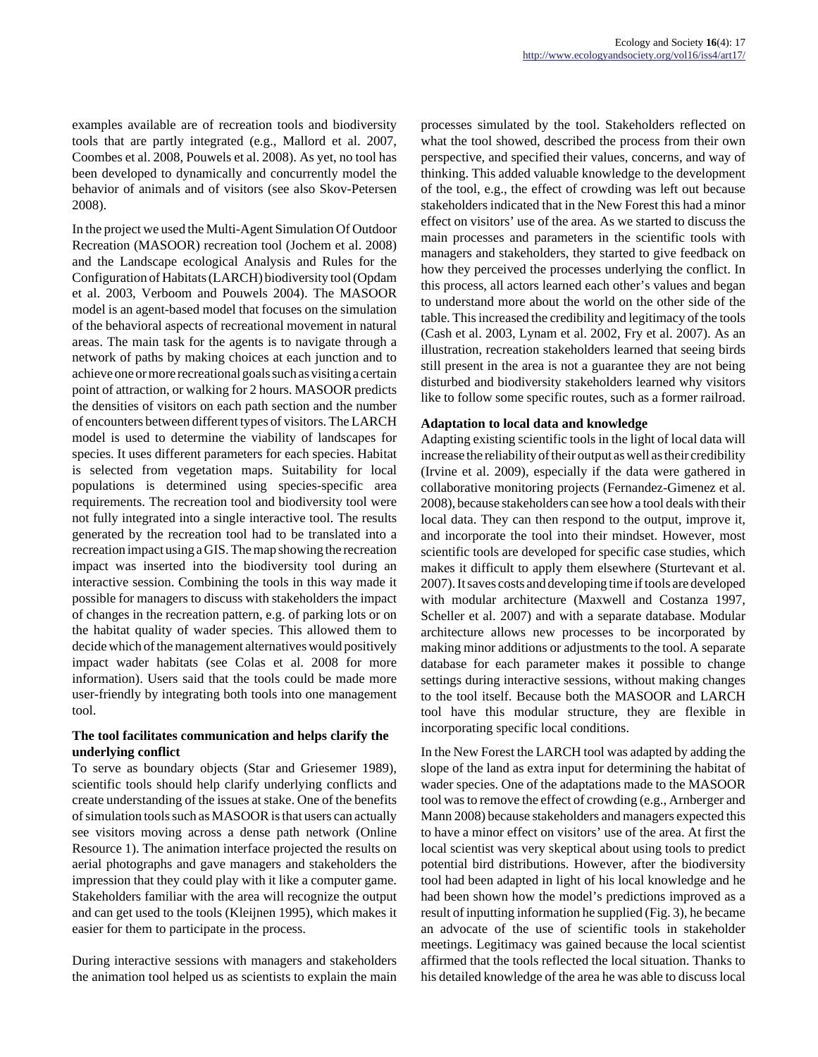examples available are of recreation tools and biodiversity tools that are partly integrated (e.g., Mallord et al. 2007, Coombes et al. 2008, Pouwels et al. 2008). As yet, no tool has been developed to dynamically and concurrently model the behavior of animals and of visitors (see also Skov-Petersen 2008).

In the project we used the Multi-Agent Simulation Of Outdoor Recreation (MASOOR) recreation tool (Jochem et al. 2008) and the Landscape ecological Analysis and Rules for the Configuration of Habitats (LARCH) biodiversity tool (Opdam et al. 2003, Verboom and Pouwels 2004). The MASOOR model is an agent-based model that focuses on the simulation of the behavioral aspects of recreational movement in natural areas. The main task for the agents is to navigate through a network of paths by making choices at each junction and to achieve one or more recreational goals such as visiting a certain point of attraction, or walking for 2 hours. MASOOR predicts the densities of visitors on each path section and the number of encounters between different types of visitors. The LARCH model is used to determine the viability of landscapes for species. It uses different parameters for each species. Habitat is selected from vegetation maps. Suitability for local populations is determined using species-specific area requirements. The recreation tool and biodiversity tool were not fully integrated into a single interactive tool. The results generated by the recreation tool had to be translated into a recreation impact using a GIS. The map showing the recreation impact was inserted into the biodiversity tool during an interactive session. Combining the tools in this way made it possible for managers to discuss with stakeholders the impact of changes in the recreation pattern, e.g. of parking lots or on the habitat quality of wader species. This allowed them to decide which of the management alternatives would positively impact wader habitats (see Colas et al. 2008 for more information). Users said that the tools could be made more user-friendly by integrating both tools into one management tool.

**The tool facilitates communication and helps clarify the underlying conflict**

To serve as boundary objects (Star and Griesemer 1989), scientific tools should help clarify underlying conflicts and create understanding of the issues at stake. One of the benefits of simulation tools such as MASOOR is that users can actually see visitors moving across a dense path network (Online Resource 1). The animation interface projected the results on aerial photographs and gave managers and stakeholders the impression that they could play with it like a computer game. Stakeholders familiar with the area will recognize the output and can get used to the tools (Kleijnen 1995), which makes it easier for them to participate in the process.

During interactive sessions with managers and stakeholders the animation tool helped us as scientists to explain the main processes simulated by the tool. Stakeholders reflected on what the tool showed, described the process from their own perspective, and specified their values, concerns, and way of thinking. This added valuable knowledge to the development of the tool, e.g., the effect of crowding was left out because stakeholders indicated that in the New Forest this had a minor effect on visitors' use of the area. As we started to discuss the main processes and parameters in the scientific tools with managers and stakeholders, they started to give feedback on how they perceived the processes underlying the conflict. In this process, all actors learned each other's values and began to understand more about the world on the other side of the table. This increased the credibility and legitimacy of the tools (Cash et al. 2003, Lynam et al. 2002, Fry et al. 2007). As an illustration, recreation stakeholders learned that seeing birds still present in the area is not a guarantee they are not being disturbed and biodiversity stakeholders learned why visitors like to follow some specific routes, such as a former railroad.

**Adaptation to local data and knowledge**

Adapting existing scientific tools in the light of local data will increase the reliability of their output as well as their credibility (Irvine et al. 2009), especially if the data were gathered in collaborative monitoring projects (Fernandez-Gimenez et al. 2008), because stakeholders can see how a tool deals with their local data. They can then respond to the output, improve it, and incorporate the tool into their mindset. However, most scientific tools are developed for specific case studies, which makes it difficult to apply them elsewhere (Sturtevant et al. 2007). It saves costs and developing time if tools are developed with modular architecture (Maxwell and Costanza 1997, Scheller et al. 2007) and with a separate database. Modular architecture allows new processes to be incorporated by making minor additions or adjustments to the tool. A separate database for each parameter makes it possible to change settings during interactive sessions, without making changes to the tool itself. Because both the MASOOR and LARCH tool have this modular structure, they are flexible in incorporating specific local conditions.

In the New Forest the LARCH tool was adapted by adding the slope of the land as extra input for determining the habitat of wader species. One of the adaptations made to the MASOOR tool was to remove the effect of crowding (e.g., Arnberger and Mann 2008) because stakeholders and managers expected this to have a minor effect on visitors' use of the area. At first the local scientist was very skeptical about using tools to predict potential bird distributions. However, after the biodiversity tool had been adapted in light of his local knowledge and he had been shown how the model's predictions improved as a result of inputting information he supplied (Fig. 3), he became an advocate of the use of scientific tools in stakeholder meetings. Legitimacy was gained because the local scientist affirmed that the tools reflected the local situation. Thanks to his detailed knowledge of the area he was able to discuss local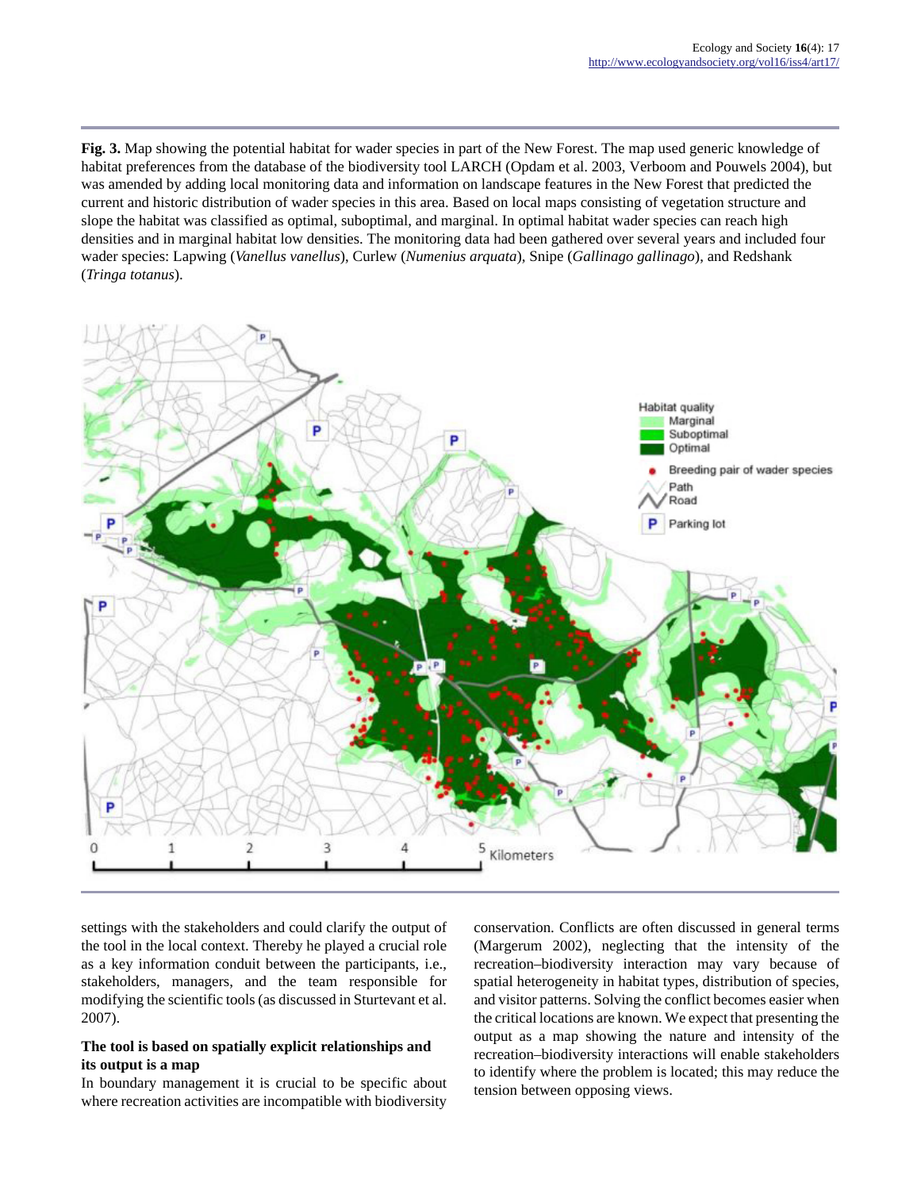**Fig. 3.** Map showing the potential habitat for wader species in part of the New Forest. The map used generic knowledge of habitat preferences from the database of the biodiversity tool LARCH (Opdam et al. 2003, Verboom and Pouwels 2004), but was amended by adding local monitoring data and information on landscape features in the New Forest that predicted the current and historic distribution of wader species in this area. Based on local maps consisting of vegetation structure and slope the habitat was classified as optimal, suboptimal, and marginal. In optimal habitat wader species can reach high densities and in marginal habitat low densities. The monitoring data had been gathered over several years and included four wader species: Lapwing (*Vanellus vanellus*), Curlew (*Numenius arquata*), Snipe (*Gallinago gallinago*), and Redshank (*Tringa totanus*).

settings with the stakeholders and could clarify the output of the tool in the local context. Thereby he played a crucial role as a key information conduit between the participants, i.e., stakeholders, managers, and the team responsible for modifying the scientific tools (as discussed in Sturtevant et al. 2007).

### The tool is based on spatially explicit relationships and its output is a map

In boundary management it is crucial to be specific about where recreation activities are incompatible with biodiversity conservation. Conflicts are often discussed in general terms (Margerum 2002), neglecting that the intensity of the recreation–biodiversity interaction may vary because of spatial heterogeneity in habitat types, distribution of species, and visitor patterns. Solving the conflict becomes easier when the critical locations are known. We expect that presenting the output as a map showing the nature and intensity of the recreation–biodiversity interactions will enable stakeholders to identify where the problem is located; this may reduce the tension between opposing views.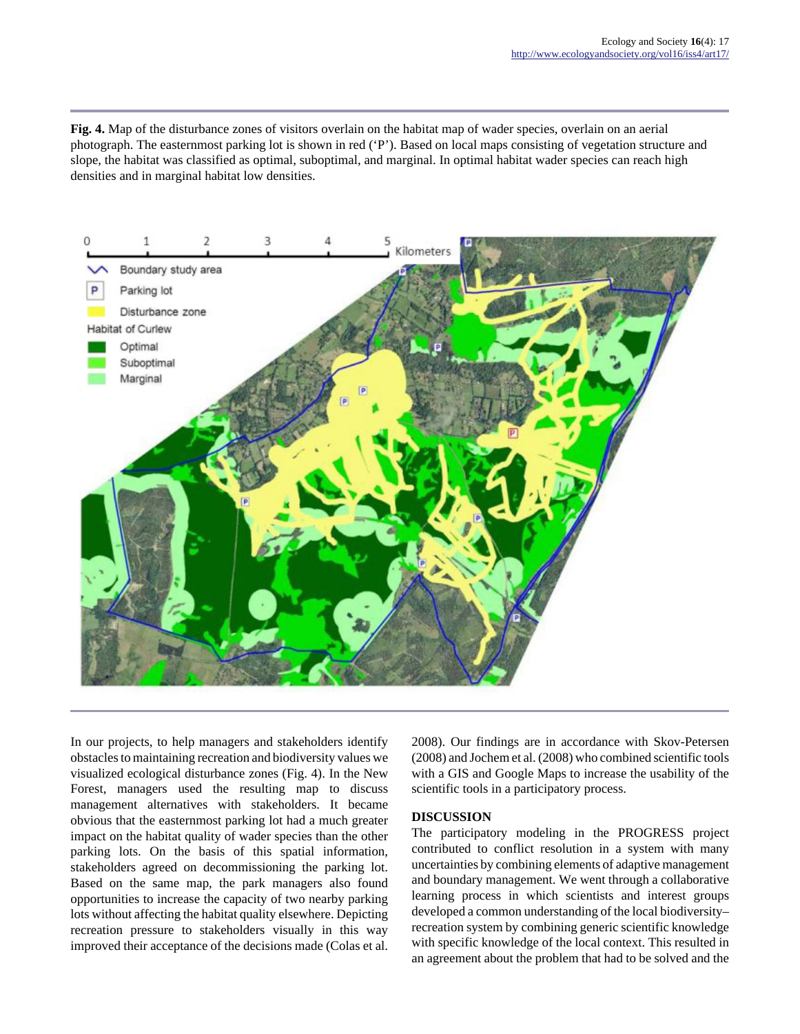**Fig. 4.** Map of the disturbance zones of visitors overlain on the habitat map of wader species, overlain on an aerial photograph. The easternmost parking lot is shown in red ('P'). Based on local maps consisting of vegetation structure and slope, the habitat was classified as optimal, suboptimal, and marginal. In optimal habitat wader species can reach high densities and in marginal habitat low densities.

In our projects, to help managers and stakeholders identify obstacles to maintaining recreation and biodiversity values we visualized ecological disturbance zones (Fig. 4). In the New Forest, managers used the resulting map to discuss management alternatives with stakeholders. It became obvious that the easternmost parking lot had a much greater impact on the habitat quality of wader species than the other parking lots. On the basis of this spatial information, stakeholders agreed on decommissioning the parking lot. Based on the same map, the park managers also found opportunities to increase the capacity of two nearby parking lots without affecting the habitat quality elsewhere. Depicting recreation pressure to stakeholders visually in this way improved their acceptance of the decisions made (Colas et al. 2008). Our findings are in accordance with Skov-Petersen (2008) and Jochem et al. (2008) who combined scientific tools with a GIS and Google Maps to increase the usability of the scientific tools in a participatory process.

## DISCUSSION

The participatory modeling in the PROGRESS project contributed to conflict resolution in a system with many uncertainties by combining elements of adaptive management and boundary management. We went through a collaborative learning process in which scientists and interest groups developed a common understanding of the local biodiversity–recreation system by combining generic scientific knowledge with specific knowledge of the local context. This resulted in an agreement about the problem that had to be solved and the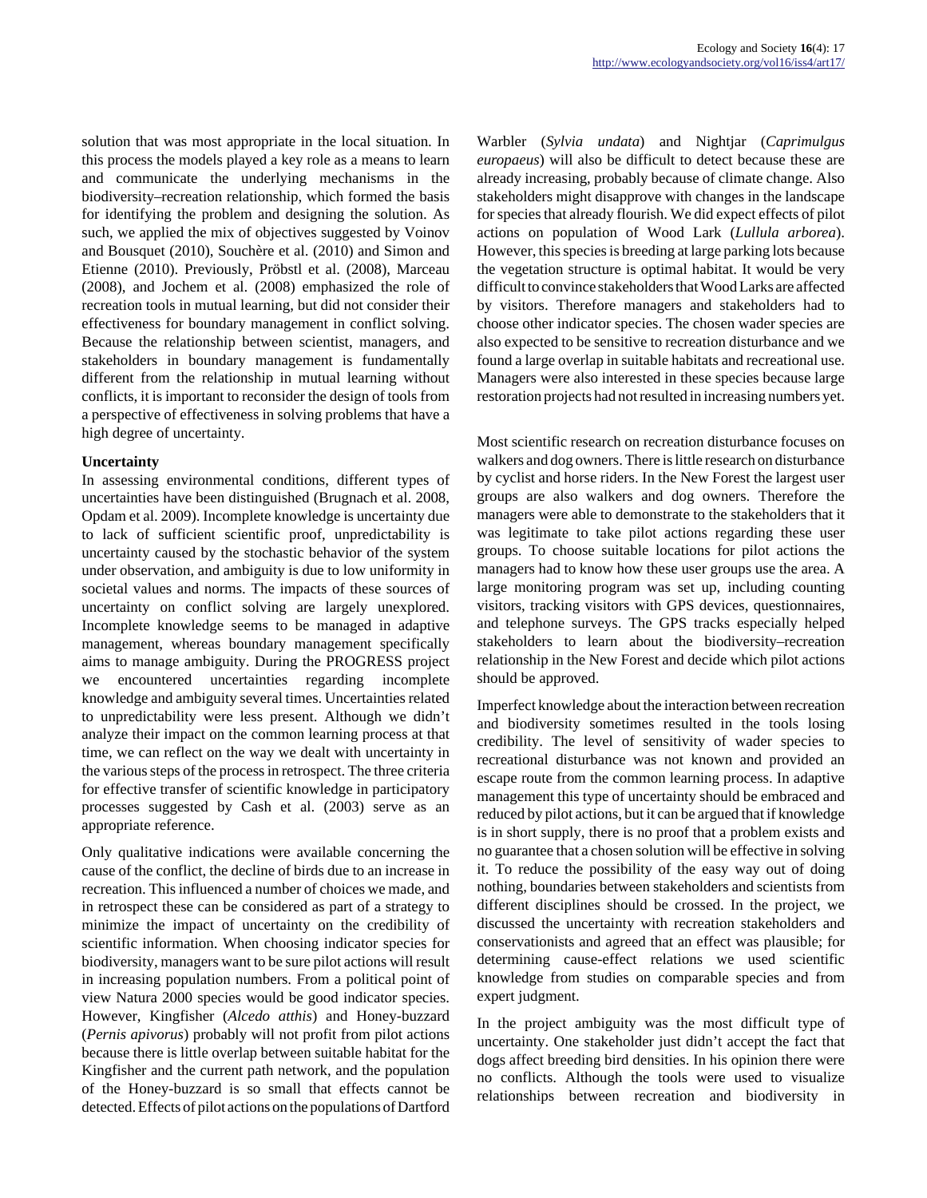solution that was most appropriate in the local situation. In this process the models played a key role as a means to learn and communicate the underlying mechanisms in the biodiversity–recreation relationship, which formed the basis for identifying the problem and designing the solution. As such, we applied the mix of objectives suggested by Voinov and Bousquet (2010), Souchère et al. (2010) and Simon and Etienne (2010). Previously, Pröbstl et al. (2008), Marceau (2008), and Jochem et al. (2008) emphasized the role of recreation tools in mutual learning, but did not consider their effectiveness for boundary management in conflict solving. Because the relationship between scientist, managers, and stakeholders in boundary management is fundamentally different from the relationship in mutual learning without conflicts, it is important to reconsider the design of tools from a perspective of effectiveness in solving problems that have a high degree of uncertainty.

**Uncertainty**

In assessing environmental conditions, different types of uncertainties have been distinguished (Brugnach et al. 2008, Opdam et al. 2009). Incomplete knowledge is uncertainty due to lack of sufficient scientific proof, unpredictability is uncertainty caused by the stochastic behavior of the system under observation, and ambiguity is due to low uniformity in societal values and norms. The impacts of these sources of uncertainty on conflict solving are largely unexplored. Incomplete knowledge seems to be managed in adaptive management, whereas boundary management specifically aims to manage ambiguity. During the PROGRESS project we encountered uncertainties regarding incomplete knowledge and ambiguity several times. Uncertainties related to unpredictability were less present. Although we didn't analyze their impact on the common learning process at that time, we can reflect on the way we dealt with uncertainty in the various steps of the process in retrospect. The three criteria for effective transfer of scientific knowledge in participatory processes suggested by Cash et al. (2003) serve as an appropriate reference.

Only qualitative indications were available concerning the cause of the conflict, the decline of birds due to an increase in recreation. This influenced a number of choices we made, and in retrospect these can be considered as part of a strategy to minimize the impact of uncertainty on the credibility of scientific information. When choosing indicator species for biodiversity, managers want to be sure pilot actions will result in increasing population numbers. From a political point of view Natura 2000 species would be good indicator species. However, Kingfisher (*Alcedo atthis*) and Honey-buzzard (*Pernis apivorus*) probably will not profit from pilot actions because there is little overlap between suitable habitat for the Kingfisher and the current path network, and the population of the Honey-buzzard is so small that effects cannot be detected. Effects of pilot actions on the populations of Dartford Warbler (*Sylvia undata*) and Nightjar (*Caprimulgus europaeus*) will also be difficult to detect because these are already increasing, probably because of climate change. Also stakeholders might disapprove with changes in the landscape for species that already flourish. We did expect effects of pilot actions on population of Wood Lark (*Lullula arborea*). However, this species is breeding at large parking lots because the vegetation structure is optimal habitat. It would be very difficult to convince stakeholders that Wood Larks are affected by visitors. Therefore managers and stakeholders had to choose other indicator species. The chosen wader species are also expected to be sensitive to recreation disturbance and we found a large overlap in suitable habitats and recreational use. Managers were also interested in these species because large restoration projects had not resulted in increasing numbers yet.

Most scientific research on recreation disturbance focuses on walkers and dog owners. There is little research on disturbance by cyclist and horse riders. In the New Forest the largest user groups are also walkers and dog owners. Therefore the managers were able to demonstrate to the stakeholders that it was legitimate to take pilot actions regarding these user groups. To choose suitable locations for pilot actions the managers had to know how these user groups use the area. A large monitoring program was set up, including counting visitors, tracking visitors with GPS devices, questionnaires, and telephone surveys. The GPS tracks especially helped stakeholders to learn about the biodiversity–recreation relationship in the New Forest and decide which pilot actions should be approved.

Imperfect knowledge about the interaction between recreation and biodiversity sometimes resulted in the tools losing credibility. The level of sensitivity of wader species to recreational disturbance was not known and provided an escape route from the common learning process. In adaptive management this type of uncertainty should be embraced and reduced by pilot actions, but it can be argued that if knowledge is in short supply, there is no proof that a problem exists and no guarantee that a chosen solution will be effective in solving it. To reduce the possibility of the easy way out of doing nothing, boundaries between stakeholders and scientists from different disciplines should be crossed. In the project, we discussed the uncertainty with recreation stakeholders and conservationists and agreed that an effect was plausible; for determining cause-effect relations we used scientific knowledge from studies on comparable species and from expert judgment.

In the project ambiguity was the most difficult type of uncertainty. One stakeholder just didn't accept the fact that dogs affect breeding bird densities. In his opinion there were no conflicts. Although the tools were used to visualize relationships between recreation and biodiversity in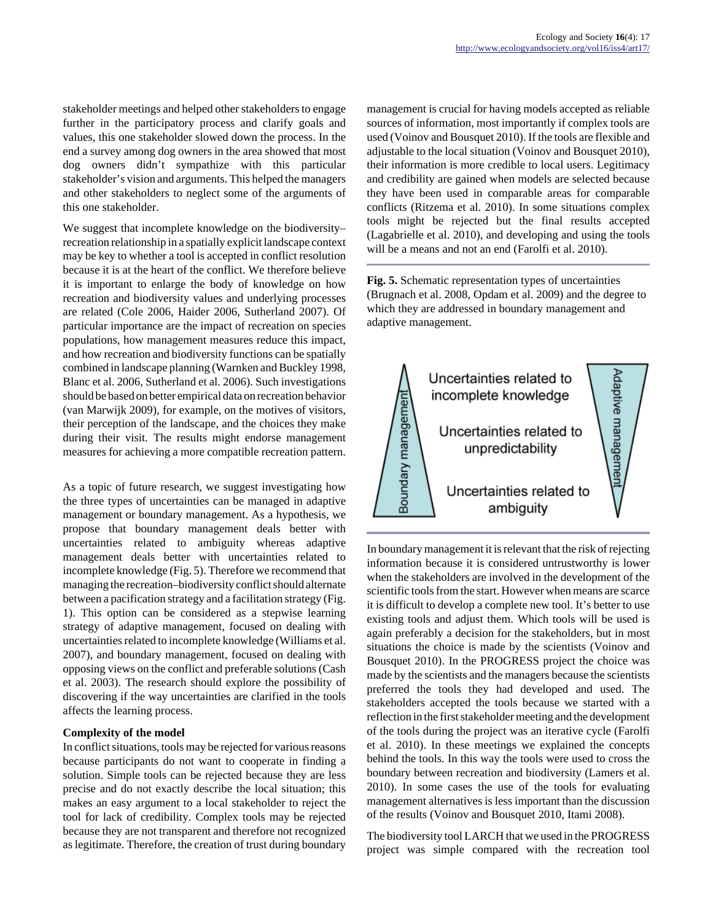stakeholder meetings and helped other stakeholders to engage further in the participatory process and clarify goals and values, this one stakeholder slowed down the process. In the end a survey among dog owners in the area showed that most dog owners didn't sympathize with this particular stakeholder's vision and arguments. This helped the managers and other stakeholders to neglect some of the arguments of this one stakeholder.

We suggest that incomplete knowledge on the biodiversity–recreation relationship in a spatially explicit landscape context may be key to whether a tool is accepted in conflict resolution because it is at the heart of the conflict. We therefore believe it is important to enlarge the body of knowledge on how recreation and biodiversity values and underlying processes are related (Cole 2006, Haider 2006, Sutherland 2007). Of particular importance are the impact of recreation on species populations, how management measures reduce this impact, and how recreation and biodiversity functions can be spatially combined in landscape planning (Warnken and Buckley 1998, Blanc et al. 2006, Sutherland et al. 2006). Such investigations should be based on better empirical data on recreation behavior (van Marwijk 2009), for example, on the motives of visitors, their perception of the landscape, and the choices they make during their visit. The results might endorse management measures for achieving a more compatible recreation pattern.

As a topic of future research, we suggest investigating how the three types of uncertainties can be managed in adaptive management or boundary management. As a hypothesis, we propose that boundary management deals better with uncertainties related to ambiguity whereas adaptive management deals better with uncertainties related to incomplete knowledge (Fig. 5). Therefore we recommend that managing the recreation–biodiversity conflict should alternate between a pacification strategy and a facilitation strategy (Fig. 1). This option can be considered as a stepwise learning strategy of adaptive management, focused on dealing with uncertainties related to incomplete knowledge (Williams et al. 2007), and boundary management, focused on dealing with opposing views on the conflict and preferable solutions (Cash et al. 2003). The research should explore the possibility of discovering if the way uncertainties are clarified in the tools affects the learning process.

**Complexity of the model**

In conflict situations, tools may be rejected for various reasons because participants do not want to cooperate in finding a solution. Simple tools can be rejected because they are less precise and do not exactly describe the local situation; this makes an easy argument to a local stakeholder to reject the tool for lack of credibility. Complex tools may be rejected because they are not transparent and therefore not recognized as legitimate. Therefore, the creation of trust during boundary management is crucial for having models accepted as reliable sources of information, most importantly if complex tools are used (Voinov and Bousquet 2010). If the tools are flexible and adjustable to the local situation (Voinov and Bousquet 2010), their information is more credible to local users. Legitimacy and credibility are gained when models are selected because they have been used in comparable areas for comparable conflicts (Ritzema et al. 2010). In some situations complex tools might be rejected but the final results accepted (Lagabrielle et al. 2010), and developing and using the tools will be a means and not an end (Farolfi et al. 2010).

**Fig. 5.** Schematic representation types of uncertainties (Brugnach et al. 2008, Opdam et al. 2009) and the degree to which they are addressed in boundary management and adaptive management.

In boundary management it is relevant that the risk of rejecting information because it is considered untrustworthy is lower when the stakeholders are involved in the development of the scientific tools from the start. However when means are scarce it is difficult to develop a complete new tool. It's better to use existing tools and adjust them. Which tools will be used is again preferably a decision for the stakeholders, but in most situations the choice is made by the scientists (Voinov and Bousquet 2010). In the PROGRESS project the choice was made by the scientists and the managers because the scientists preferred the tools they had developed and used. The stakeholders accepted the tools because we started with a reflection in the first stakeholder meeting and the development of the tools during the project was an iterative cycle (Farolfi et al. 2010). In these meetings we explained the concepts behind the tools. In this way the tools were used to cross the boundary between recreation and biodiversity (Lamers et al. 2010). In some cases the use of the tools for evaluating management alternatives is less important than the discussion of the results (Voinov and Bousquet 2010, Itami 2008).

The biodiversity tool LARCH that we used in the PROGRESS project was simple compared with the recreation tool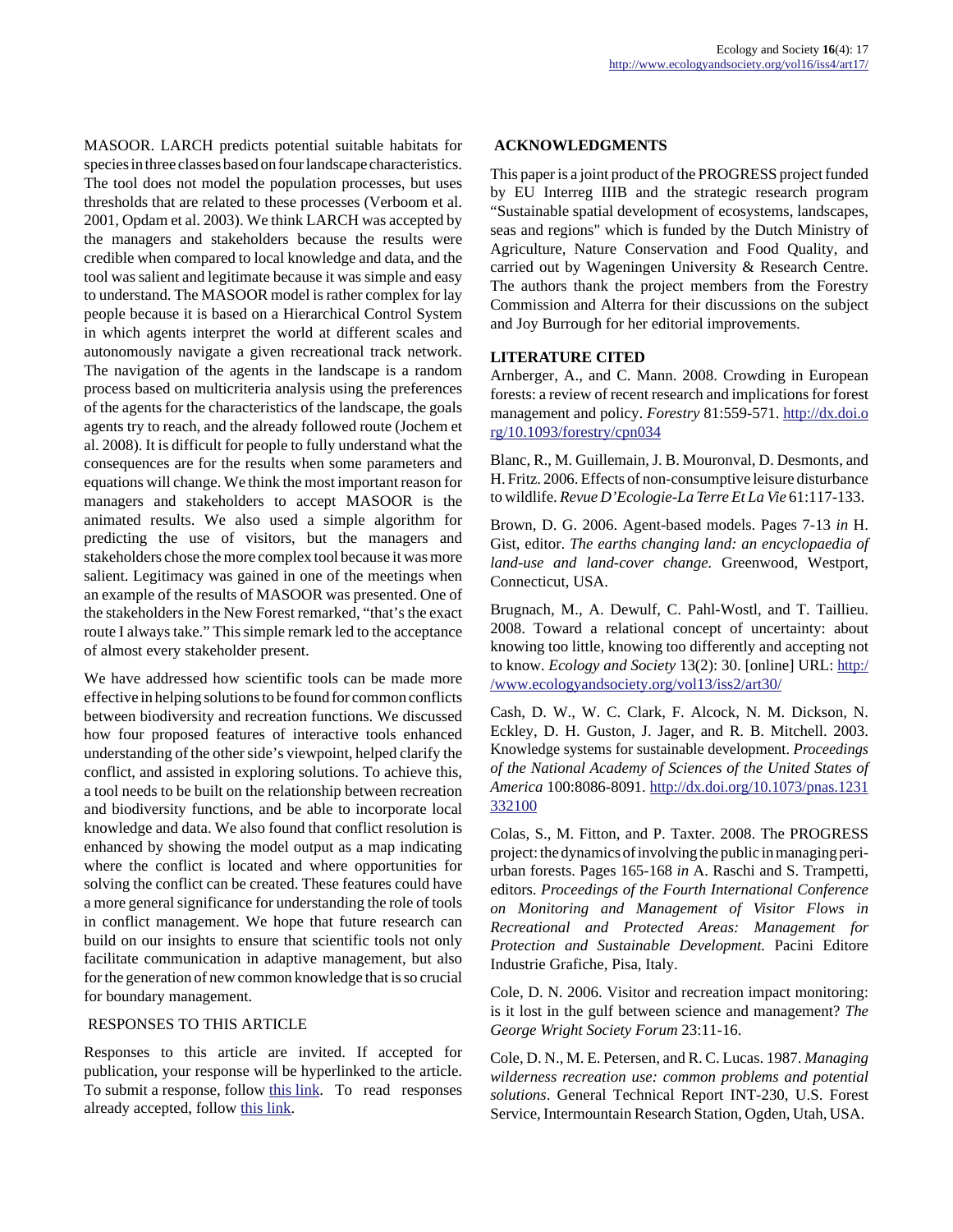MASOOR. LARCH predicts potential suitable habitats for species in three classes based on four landscape characteristics. The tool does not model the population processes, but uses thresholds that are related to these processes (Verboom et al. 2001, Opdam et al. 2003). We think LARCH was accepted by the managers and stakeholders because the results were credible when compared to local knowledge and data, and the tool was salient and legitimate because it was simple and easy to understand. The MASOOR model is rather complex for lay people because it is based on a Hierarchical Control System in which agents interpret the world at different scales and autonomously navigate a given recreational track network. The navigation of the agents in the landscape is a random process based on multicriteria analysis using the preferences of the agents for the characteristics of the landscape, the goals agents try to reach, and the already followed route (Jochem et al. 2008). It is difficult for people to fully understand what the consequences are for the results when some parameters and equations will change. We think the most important reason for managers and stakeholders to accept MASOOR is the animated results. We also used a simple algorithm for predicting the use of visitors, but the managers and stakeholders chose the more complex tool because it was more salient. Legitimacy was gained in one of the meetings when an example of the results of MASOOR was presented. One of the stakeholders in the New Forest remarked, "that's the exact route I always take." This simple remark led to the acceptance of almost every stakeholder present.

We have addressed how scientific tools can be made more effective in helping solutions to be found for common conflicts between biodiversity and recreation functions. We discussed how four proposed features of interactive tools enhanced understanding of the other side's viewpoint, helped clarify the conflict, and assisted in exploring solutions. To achieve this, a tool needs to be built on the relationship between recreation and biodiversity functions, and be able to incorporate local knowledge and data. We also found that conflict resolution is enhanced by showing the model output as a map indicating where the conflict is located and where opportunities for solving the conflict can be created. These features could have a more general significance for understanding the role of tools in conflict management. We hope that future research can build on our insights to ensure that scientific tools not only facilitate communication in adaptive management, but also for the generation of new common knowledge that is so crucial for boundary management.

## RESPONSES TO THIS ARTICLE

Responses to this article are invited. If accepted for publication, your response will be hyperlinked to the article. To submit a response, follow this link. To read responses already accepted, follow this link.

## ACKNOWLEDGMENTS

This paper is a joint product of the PROGRESS project funded by EU Interreg IIIB and the strategic research program "Sustainable spatial development of ecosystems, landscapes, seas and regions" which is funded by the Dutch Ministry of Agriculture, Nature Conservation and Food Quality, and carried out by Wageningen University & Research Centre. The authors thank the project members from the Forestry Commission and Alterra for their discussions on the subject and Joy Burrough for her editorial improvements.

## LITERATURE CITED

Arnberger, A., and C. Mann. 2008. Crowding in European forests: a review of recent research and implications for forest management and policy. *Forestry* 81:559-571. http://dx.doi.org/10.1093/forestry/cpn034

Blanc, R., M. Guillemain, J. B. Mouronval, D. Desmonts, and H. Fritz. 2006. Effects of non-consumptive leisure disturbance to wildlife. *Revue D'Ecologie-La Terre Et La Vie* 61:117-133.

Brown, D. G. 2006. Agent-based models. Pages 7-13 *in* H. Gist, editor. *The earths changing land: an encyclopaedia of land-use and land-cover change.* Greenwood, Westport, Connecticut, USA.

Brugnach, M., A. Dewulf, C. Pahl-Wostl, and T. Taillieu. 2008. Toward a relational concept of uncertainty: about knowing too little, knowing too differently and accepting not to know. *Ecology and Society* 13(2): 30. [online] URL: http://www.ecologyandsociety.org/vol13/iss2/art30/

Cash, D. W., W. C. Clark, F. Alcock, N. M. Dickson, N. Eckley, D. H. Guston, J. Jager, and R. B. Mitchell. 2003. Knowledge systems for sustainable development. *Proceedings of the National Academy of Sciences of the United States of America* 100:8086-8091. http://dx.doi.org/10.1073/pnas.1231332100

Colas, S., M. Fitton, and P. Taxter. 2008. The PROGRESS project: the dynamics of involving the public in managing peri-urban forests. Pages 165-168 *in* A. Raschi and S. Trampetti, editors. *Proceedings of the Fourth International Conference on Monitoring and Management of Visitor Flows in Recreational and Protected Areas: Management for Protection and Sustainable Development.* Pacini Editore Industrie Grafiche, Pisa, Italy.

Cole, D. N. 2006. Visitor and recreation impact monitoring: is it lost in the gulf between science and management? *The George Wright Society Forum* 23:11-16.

Cole, D. N., M. E. Petersen, and R. C. Lucas. 1987. *Managing wilderness recreation use: common problems and potential solutions*. General Technical Report INT-230, U.S. Forest Service, Intermountain Research Station, Ogden, Utah, USA.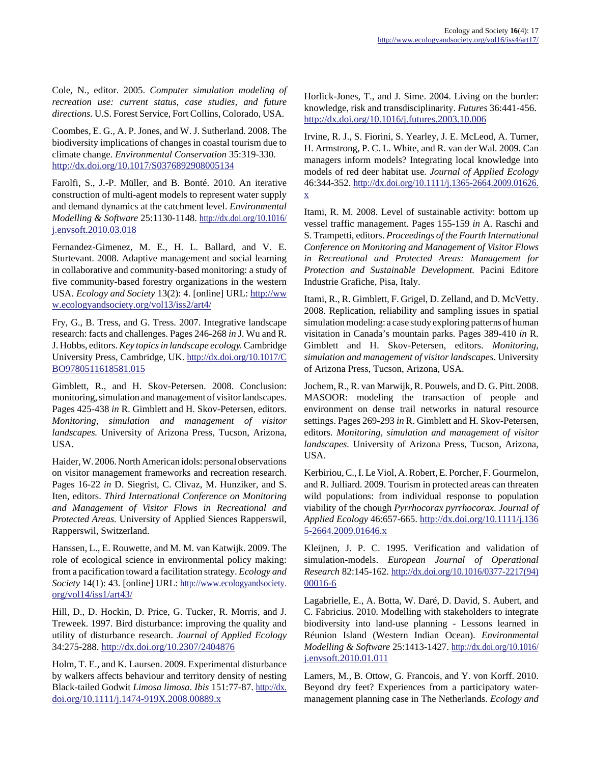Cole, N., editor. 2005. *Computer simulation modeling of recreation use: current status, case studies, and future directions.* U.S. Forest Service, Fort Collins, Colorado, USA.

Coombes, E. G., A. P. Jones, and W. J. Sutherland. 2008. The biodiversity implications of changes in coastal tourism due to climate change. *Environmental Conservation* 35:319-330. http://dx.doi.org/10.1017/S0376892908005134

Farolfi, S., J.-P. Müller, and B. Bonté. 2010. An iterative construction of multi-agent models to represent water supply and demand dynamics at the catchment level. *Environmental Modelling & Software* 25:1130-1148. http://dx.doi.org/10.1016/j.envsoft.2010.03.018

Fernandez-Gimenez, M. E., H. L. Ballard, and V. E. Sturtevant. 2008. Adaptive management and social learning in collaborative and community-based monitoring: a study of five community-based forestry organizations in the western USA. *Ecology and Society* 13(2): 4. [online] URL: http://www.ecologyandsociety.org/vol13/iss2/art4/

Fry, G., B. Tress, and G. Tress. 2007. Integrative landscape research: facts and challenges. Pages 246-268 *in* J. Wu and R. J. Hobbs, editors. *Key topics in landscape ecology.* Cambridge University Press, Cambridge, UK. http://dx.doi.org/10.1017/CBO9780511618581.015

Gimblett, R., and H. Skov-Petersen. 2008. Conclusion: monitoring, simulation and management of visitor landscapes. Pages 425-438 *in* R. Gimblett and H. Skov-Petersen, editors. *Monitoring, simulation and management of visitor landscapes.* University of Arizona Press, Tucson, Arizona, USA.

Haider, W. 2006. North American idols: personal observations on visitor management frameworks and recreation research. Pages 16-22 *in* D. Siegrist, C. Clivaz, M. Hunziker, and S. Iten, editors. *Third International Conference on Monitoring and Management of Visitor Flows in Recreational and Protected Areas.* University of Applied Siences Rapperswil, Rapperswil, Switzerland.

Hanssen, L., E. Rouwette, and M. M. van Katwijk. 2009. The role of ecological science in environmental policy making: from a pacification toward a facilitation strategy. *Ecology and Society* 14(1): 43. [online] URL: http://www.ecologyandsociety.org/vol14/iss1/art43/

Hill, D., D. Hockin, D. Price, G. Tucker, R. Morris, and J. Treweek. 1997. Bird disturbance: improving the quality and utility of disturbance research. *Journal of Applied Ecology* 34:275-288. http://dx.doi.org/10.2307/2404876

Holm, T. E., and K. Laursen. 2009. Experimental disturbance by walkers affects behaviour and territory density of nesting Black-tailed Godwit *Limosa limosa*. *Ibis* 151:77-87. http://dx.doi.org/10.1111/j.1474-919X.2008.00889.x

Horlick-Jones, T., and J. Sime. 2004. Living on the border: knowledge, risk and transdisciplinarity. *Futures* 36:441-456. http://dx.doi.org/10.1016/j.futures.2003.10.006

Irvine, R. J., S. Fiorini, S. Yearley, J. E. McLeod, A. Turner, H. Armstrong, P. C. L. White, and R. van der Wal. 2009. Can managers inform models? Integrating local knowledge into models of red deer habitat use. *Journal of Applied Ecology* 46:344-352. http://dx.doi.org/10.1111/j.1365-2664.2009.01626.x

Itami, R. M. 2008. Level of sustainable activity: bottom up vessel traffic management. Pages 155-159 *in* A. Raschi and S. Trampetti, editors. *Proceedings of the Fourth International Conference on Monitoring and Management of Visitor Flows in Recreational and Protected Areas: Management for Protection and Sustainable Development.* Pacini Editore Industrie Grafiche, Pisa, Italy.

Itami, R., R. Gimblett, F. Grigel, D. Zelland, and D. McVetty. 2008. Replication, reliability and sampling issues in spatial simulation modeling: a case study exploring patterns of human visitation in Canada's mountain parks. Pages 389-410 *in* R. Gimblett and H. Skov-Petersen, editors. *Monitoring, simulation and management of visitor landscapes.* University of Arizona Press, Tucson, Arizona, USA.

Jochem, R., R. van Marwijk, R. Pouwels, and D. G. Pitt. 2008. MASOOR: modeling the transaction of people and environment on dense trail networks in natural resource settings. Pages 269-293 *in* R. Gimblett and H. Skov-Petersen, editors. *Monitoring, simulation and management of visitor landscapes.* University of Arizona Press, Tucson, Arizona, USA.

Kerbiriou, C., I. Le Viol, A. Robert, E. Porcher, F. Gourmelon, and R. Julliard. 2009. Tourism in protected areas can threaten wild populations: from individual response to population viability of the chough *Pyrrhocorax pyrrhocorax*. *Journal of Applied Ecology* 46:657-665. http://dx.doi.org/10.1111/j.1365-2664.2009.01646.x

Kleijnen, J. P. C. 1995. Verification and validation of simulation-models. *European Journal of Operational Research* 82:145-162. http://dx.doi.org/10.1016/0377-2217(94)00016-6

Lagabrielle, E., A. Botta, W. Daré, D. David, S. Aubert, and C. Fabricius. 2010. Modelling with stakeholders to integrate biodiversity into land-use planning - Lessons learned in Réunion Island (Western Indian Ocean). *Environmental Modelling & Software* 25:1413-1427. http://dx.doi.org/10.1016/j.envsoft.2010.01.011

Lamers, M., B. Ottow, G. Francois, and Y. von Korff. 2010. Beyond dry feet? Experiences from a participatory water-management planning case in The Netherlands. *Ecology and*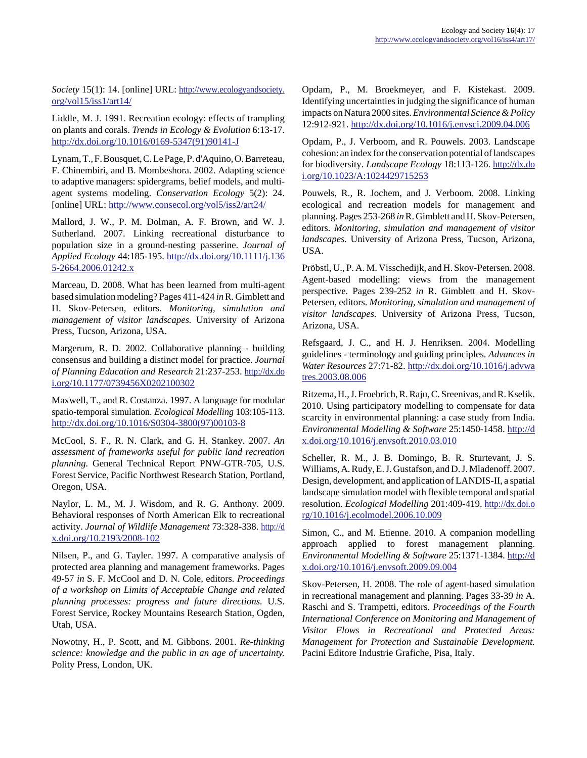*Society* 15(1): 14. [online] URL: http://www.ecologyandsociety.org/vol15/iss1/art14/

Liddle, M. J. 1991. Recreation ecology: effects of trampling on plants and corals. *Trends in Ecology & Evolution* 6:13-17. http://dx.doi.org/10.1016/0169-5347(91)90141-J

Lynam, T., F. Bousquet, C. Le Page, P. d'Aquino, O. Barreteau, F. Chinembiri, and B. Mombeshora. 2002. Adapting science to adaptive managers: spidergrams, belief models, and multi-agent systems modeling. *Conservation Ecology* 5(2): 24. [online] URL: http://www.consecol.org/vol5/iss2/art24/

Mallord, J. W., P. M. Dolman, A. F. Brown, and W. J. Sutherland. 2007. Linking recreational disturbance to population size in a ground-nesting passerine. *Journal of Applied Ecology* 44:185-195. http://dx.doi.org/10.1111/j.1365-2664.2006.01242.x

Marceau, D. 2008. What has been learned from multi-agent based simulation modeling? Pages 411-424 *in* R. Gimblett and H. Skov-Petersen, editors. *Monitoring, simulation and management of visitor landscapes.* University of Arizona Press, Tucson, Arizona, USA.

Margerum, R. D. 2002. Collaborative planning - building consensus and building a distinct model for practice. *Journal of Planning Education and Research* 21:237-253. http://dx.doi.org/10.1177/0739456X0202100302

Maxwell, T., and R. Costanza. 1997. A language for modular spatio-temporal simulation. *Ecological Modelling* 103:105-113. http://dx.doi.org/10.1016/S0304-3800(97)00103-8

McCool, S. F., R. N. Clark, and G. H. Stankey. 2007. *An assessment of frameworks useful for public land recreation planning.* General Technical Report PNW-GTR-705, U.S. Forest Service, Pacific Northwest Research Station, Portland, Oregon, USA.

Naylor, L. M., M. J. Wisdom, and R. G. Anthony. 2009. Behavioral responses of North American Elk to recreational activity. *Journal of Wildlife Management* 73:328-338. http://dx.doi.org/10.2193/2008-102

Nilsen, P., and G. Tayler. 1997. A comparative analysis of protected area planning and management frameworks. Pages 49-57 *in* S. F. McCool and D. N. Cole, editors. *Proceedings of a workshop on Limits of Acceptable Change and related planning processes: progress and future directions.* U.S. Forest Service, Rockey Mountains Research Station, Ogden, Utah, USA.

Nowotny, H., P. Scott, and M. Gibbons. 2001. *Re-thinking science: knowledge and the public in an age of uncertainty.* Polity Press, London, UK.

Opdam, P., M. Broekmeyer, and F. Kistekast. 2009. Identifying uncertainties in judging the significance of human impacts on Natura 2000 sites. *Environmental Science & Policy* 12:912-921. http://dx.doi.org/10.1016/j.envsci.2009.04.006

Opdam, P., J. Verboom, and R. Pouwels. 2003. Landscape cohesion: an index for the conservation potential of landscapes for biodiversity. *Landscape Ecology* 18:113-126. http://dx.doi.org/10.1023/A:1024429715253

Pouwels, R., R. Jochem, and J. Verboom. 2008. Linking ecological and recreation models for management and planning. Pages 253-268 *in* R. Gimblett and H. Skov-Petersen, editors. *Monitoring, simulation and management of visitor landscapes.* University of Arizona Press, Tucson, Arizona, USA.

Pröbstl, U., P. A. M. Visschedijk, and H. Skov-Petersen. 2008. Agent-based modelling: views from the management perspective. Pages 239-252 *in* R. Gimblett and H. Skov-Petersen, editors. *Monitoring, simulation and management of visitor landscapes.* University of Arizona Press, Tucson, Arizona, USA.

Refsgaard, J. C., and H. J. Henriksen. 2004. Modelling guidelines - terminology and guiding principles. *Advances in Water Resources* 27:71-82. http://dx.doi.org/10.1016/j.advwatres.2003.08.006

Ritzema, H., J. Froebrich, R. Raju, C. Sreenivas, and R. Kselik. 2010. Using participatory modelling to compensate for data scarcity in environmental planning: a case study from India. *Environmental Modelling & Software* 25:1450-1458. http://dx.doi.org/10.1016/j.envsoft.2010.03.010

Scheller, R. M., J. B. Domingo, B. R. Sturtevant, J. S. Williams, A. Rudy, E. J. Gustafson, and D. J. Mladenoff. 2007. Design, development, and application of LANDIS-II, a spatial landscape simulation model with flexible temporal and spatial resolution. *Ecological Modelling* 201:409-419. http://dx.doi.org/10.1016/j.ecolmodel.2006.10.009

Simon, C., and M. Etienne. 2010. A companion modelling approach applied to forest management planning. *Environmental Modelling & Software* 25:1371-1384. http://dx.doi.org/10.1016/j.envsoft.2009.09.004

Skov-Petersen, H. 2008. The role of agent-based simulation in recreational management and planning. Pages 33-39 *in* A. Raschi and S. Trampetti, editors. *Proceedings of the Fourth International Conference on Monitoring and Management of Visitor Flows in Recreational and Protected Areas: Management for Protection and Sustainable Development.* Pacini Editore Industrie Grafiche, Pisa, Italy.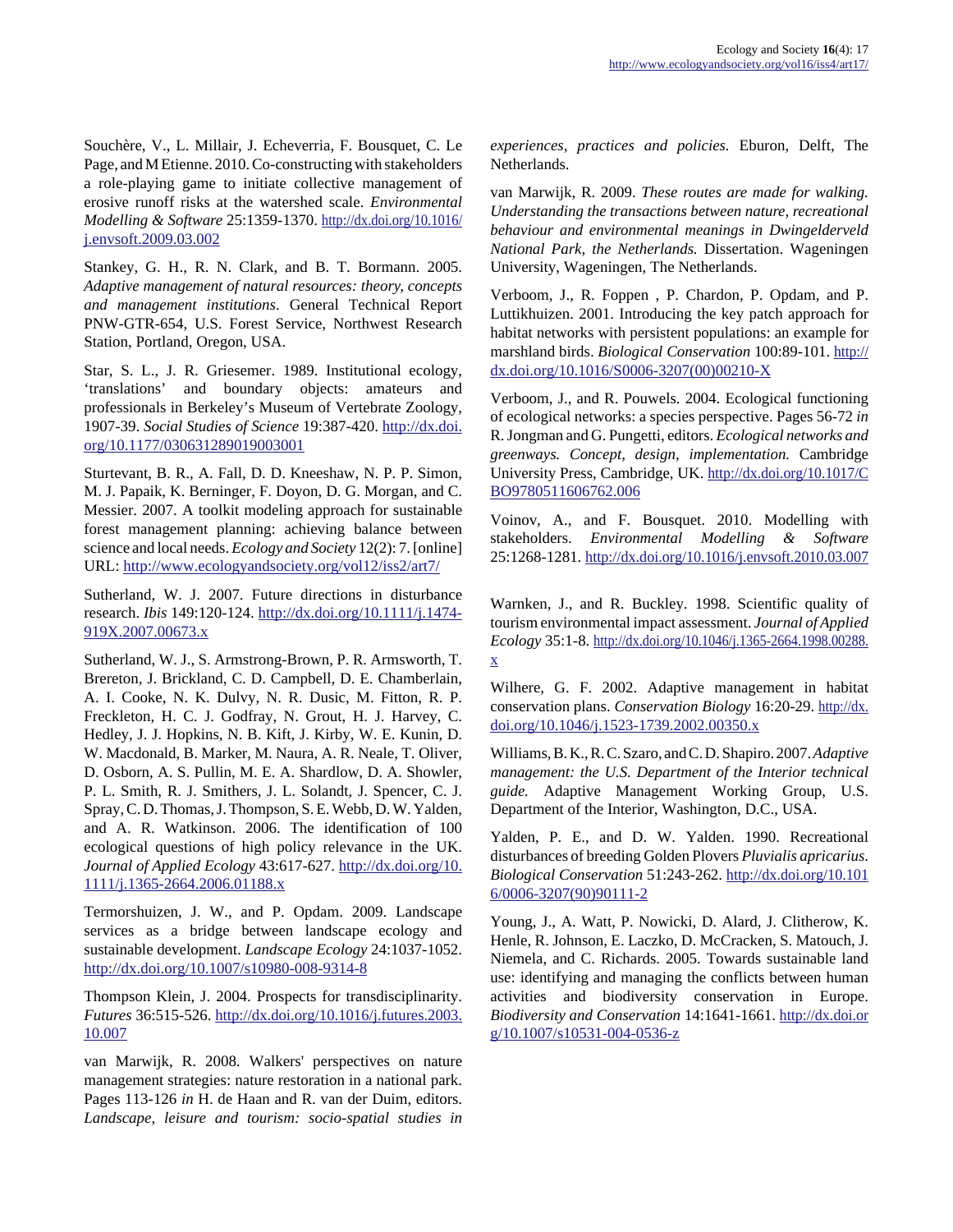Souchère, V., L. Millair, J. Echeverria, F. Bousquet, C. Le Page, and M Etienne. 2010. Co-constructing with stakeholders a role-playing game to initiate collective management of erosive runoff risks at the watershed scale. *Environmental Modelling & Software* 25:1359-1370. http://dx.doi.org/10.1016/j.envsoft.2009.03.002

Stankey, G. H., R. N. Clark, and B. T. Bormann. 2005. *Adaptive management of natural resources: theory, concepts and management institutions*. General Technical Report PNW-GTR-654, U.S. Forest Service, Northwest Research Station, Portland, Oregon, USA.

Star, S. L., J. R. Griesemer. 1989. Institutional ecology, 'translations' and boundary objects: amateurs and professionals in Berkeley's Museum of Vertebrate Zoology, 1907-39. *Social Studies of Science* 19:387-420. http://dx.doi.org/10.1177/030631289019003001

Sturtevant, B. R., A. Fall, D. D. Kneeshaw, N. P. P. Simon, M. J. Papaik, K. Berninger, F. Doyon, D. G. Morgan, and C. Messier. 2007. A toolkit modeling approach for sustainable forest management planning: achieving balance between science and local needs. *Ecology and Society* 12(2): 7. [online] URL: http://www.ecologyandsociety.org/vol12/iss2/art7/

Sutherland, W. J. 2007. Future directions in disturbance research. *Ibis* 149:120-124. http://dx.doi.org/10.1111/j.1474-919X.2007.00673.x

Sutherland, W. J., S. Armstrong-Brown, P. R. Armsworth, T. Brereton, J. Brickland, C. D. Campbell, D. E. Chamberlain, A. I. Cooke, N. K. Dulvy, N. R. Dusic, M. Fitton, R. P. Freckleton, H. C. J. Godfray, N. Grout, H. J. Harvey, C. Hedley, J. J. Hopkins, N. B. Kift, J. Kirby, W. E. Kunin, D. W. Macdonald, B. Marker, M. Naura, A. R. Neale, T. Oliver, D. Osborn, A. S. Pullin, M. E. A. Shardlow, D. A. Showler, P. L. Smith, R. J. Smithers, J. L. Solandt, J. Spencer, C. J. Spray, C. D. Thomas, J. Thompson, S. E. Webb, D. W. Yalden, and A. R. Watkinson. 2006. The identification of 100 ecological questions of high policy relevance in the UK. *Journal of Applied Ecology* 43:617-627. http://dx.doi.org/10.1111/j.1365-2664.2006.01188.x

Termorshuizen, J. W., and P. Opdam. 2009. Landscape services as a bridge between landscape ecology and sustainable development. *Landscape Ecology* 24:1037-1052. http://dx.doi.org/10.1007/s10980-008-9314-8

Thompson Klein, J. 2004. Prospects for transdisciplinarity. *Futures* 36:515-526. http://dx.doi.org/10.1016/j.futures.2003.10.007

van Marwijk, R. 2008. Walkers' perspectives on nature management strategies: nature restoration in a national park. Pages 113-126 *in* H. de Haan and R. van der Duim, editors. *Landscape, leisure and tourism: socio-spatial studies in experiences, practices and policies.* Eburon, Delft, The Netherlands.

van Marwijk, R. 2009. *These routes are made for walking. Understanding the transactions between nature, recreational behaviour and environmental meanings in Dwingelderveld National Park, the Netherlands.* Dissertation. Wageningen University, Wageningen, The Netherlands.

Verboom, J., R. Foppen , P. Chardon, P. Opdam, and P. Luttikhuizen. 2001. Introducing the key patch approach for habitat networks with persistent populations: an example for marshland birds. *Biological Conservation* 100:89-101. http://dx.doi.org/10.1016/S0006-3207(00)00210-X

Verboom, J., and R. Pouwels. 2004. Ecological functioning of ecological networks: a species perspective. Pages 56-72 *in* R. Jongman and G. Pungetti, editors. *Ecological networks and greenways. Concept, design, implementation.* Cambridge University Press, Cambridge, UK. http://dx.doi.org/10.1017/CBO9780511606762.006

Voinov, A., and F. Bousquet. 2010. Modelling with stakeholders. *Environmental Modelling & Software* 25:1268-1281. http://dx.doi.org/10.1016/j.envsoft.2010.03.007

Warnken, J., and R. Buckley. 1998. Scientific quality of tourism environmental impact assessment. *Journal of Applied Ecology* 35:1-8. http://dx.doi.org/10.1046/j.1365-2664.1998.00288.x

Wilhere, G. F. 2002. Adaptive management in habitat conservation plans. *Conservation Biology* 16:20-29. http://dx.doi.org/10.1046/j.1523-1739.2002.00350.x

Williams, B. K., R. C. Szaro, and C. D. Shapiro. 2007. *Adaptive management: the U.S. Department of the Interior technical guide.* Adaptive Management Working Group, U.S. Department of the Interior, Washington, D.C., USA.

Yalden, P. E., and D. W. Yalden. 1990. Recreational disturbances of breeding Golden Plovers *Pluvialis apricarius*. *Biological Conservation* 51:243-262. http://dx.doi.org/10.1016/0006-3207(90)90111-2

Young, J., A. Watt, P. Nowicki, D. Alard, J. Clitherow, K. Henle, R. Johnson, E. Laczko, D. McCracken, S. Matouch, J. Niemela, and C. Richards. 2005. Towards sustainable land use: identifying and managing the conflicts between human activities and biodiversity conservation in Europe. *Biodiversity and Conservation* 14:1641-1661. http://dx.doi.org/10.1007/s10531-004-0536-z